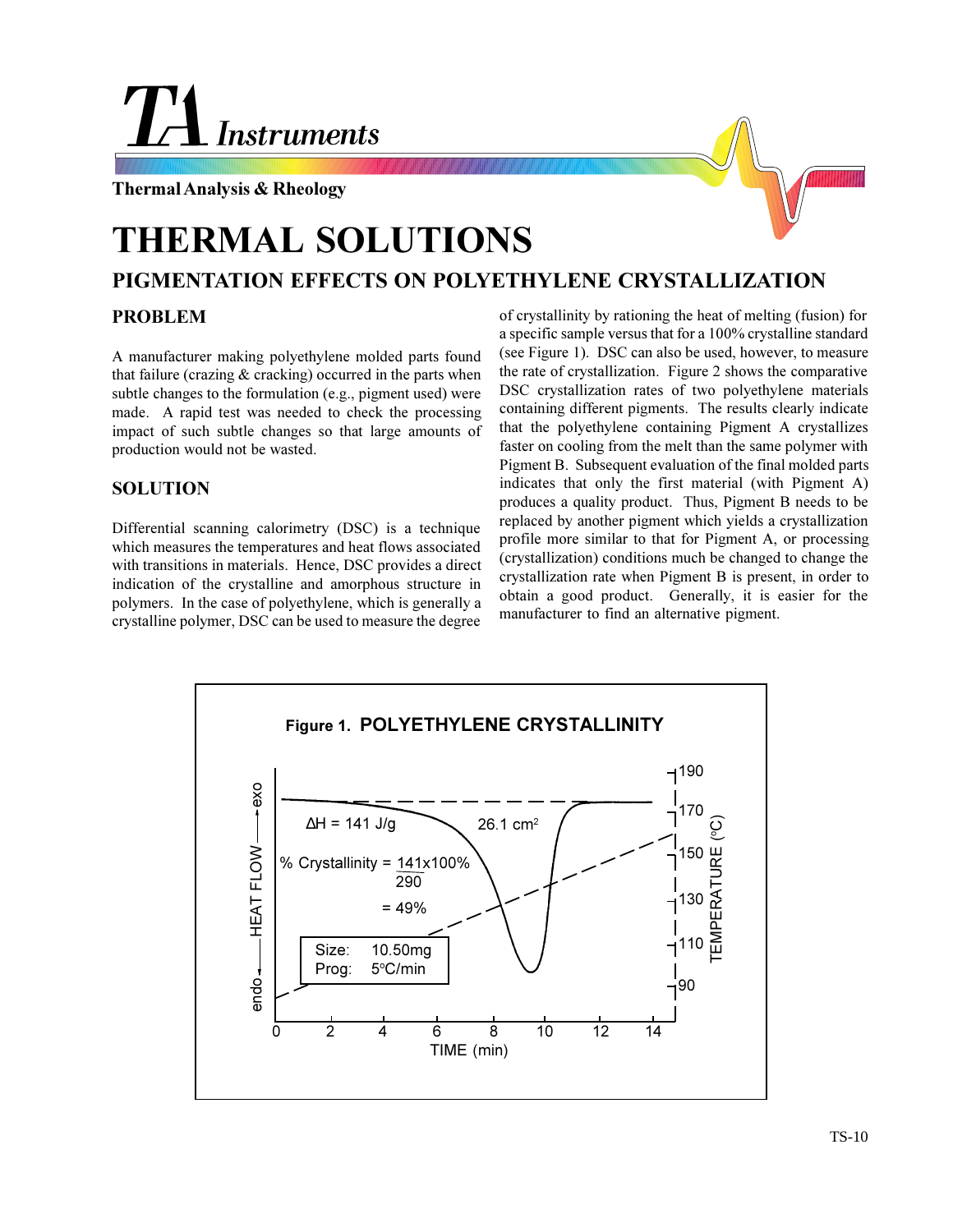TA Instruments

Thermal Analysis & Rheology

# THERMAL SOLUTIONS

## PIGMENTATION EFFECTS ON POLYETHYLENE CRYSTALLIZATION

### PROBLEM

A manufacturer making polyethylene molded parts found that failure (crazing & cracking) occurred in the parts when subtle changes to the formulation (e.g., pigment used) were made. A rapid test was needed to check the processing impact of such subtle changes so that large amounts of production would not be wasted.

### SOLUTION

Differential scanning calorimetry (DSC) is a technique which measures the temperatures and heat flows associated with transitions in materials. Hence, DSC provides a direct indication of the crystalline and amorphous structure in polymers. In the case of polyethylene, which is generally a crystalline polymer, DSC can be used to measure the degree of crystallinity by rationing the heat of melting (fusion) for a specific sample versus that for a 100% crystalline standard (see Figure 1). DSC can also be used, however, to measure the rate of crystallization. Figure 2 shows the comparative DSC crystallization rates of two polyethylene materials containing different pigments. The results clearly indicate that the polyethylene containing Pigment A crystallizes faster on cooling from the melt than the same polymer with Pigment B. Subsequent evaluation of the final molded parts indicates that only the first material (with Pigment A) produces a quality product. Thus, Pigment B needs to be replaced by another pigment which yields a crystallization profile more similar to that for Pigment A, or processing (crystallization) conditions much be changed to change the crystallization rate when Pigment B is present, in order to obtain a good product. Generally, it is easier for the manufacturer to find an alternative pigment.

**Figure 1. POLYETHYLENE CRYSTALLINITY**

$\Delta H$ = 141 J/g

26.1 cm$^2$

$$\% \text{ Crystallinity} = \frac{141 \times 100\%}{290} = 49\%$$

Size: 10.50mg
Prog: 5°C/min

Y-axis (left): endo ← HEAT FLOW → exo
Y-axis (right): TEMPERATURE (°C): 90, 110, 130, 150, 170, 190
X-axis: TIME (min): 0, 2, 4, 6, 8, 10, 12, 14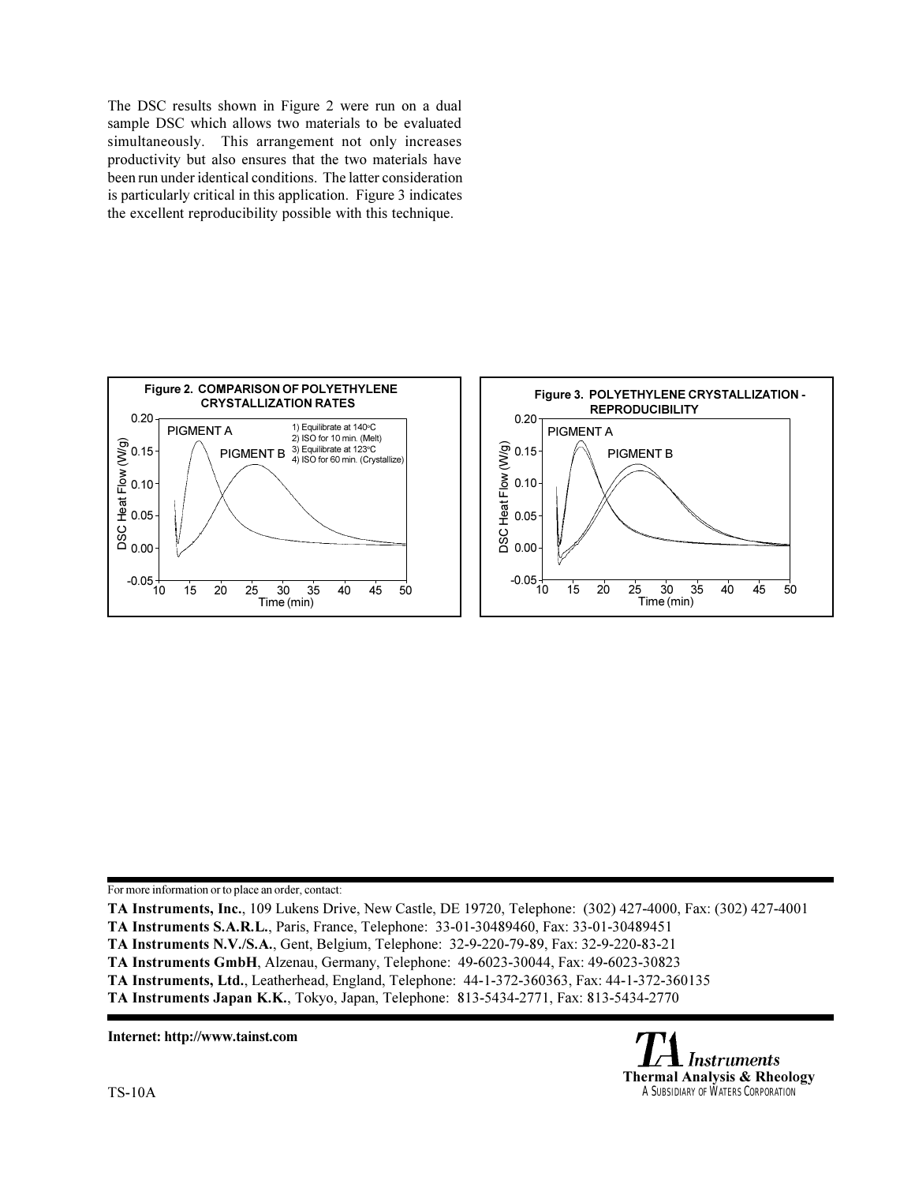The DSC results shown in Figure 2 were run on a dual sample DSC which allows two materials to be evaluated simultaneously. This arrangement not only increases productivity but also ensures that the two materials have been run under identical conditions. The latter consideration is particularly critical in this application. Figure 3 indicates the excellent reproducibility possible with this technique.

**Figure 2. COMPARISON OF POLYETHYLENE CRYSTALLIZATION RATES**

PIGMENT A

PIGMENT B

1) Equilibrate at 140°C
2) ISO for 10 min. (Melt)
3) Equilibrate at 123°C
4) ISO for 60 min. (Crystallize)

DSC Heat Flow (W/g)

0.20, 0.15, 0.10, 0.05, 0.00, -0.05

Time (min)

10, 15, 20, 25, 30, 35, 40, 45, 50

**Figure 3. POLYETHYLENE CRYSTALLIZATION - REPRODUCIBILITY**

PIGMENT A

PIGMENT B

DSC Heat Flow (W/g)

0.20, 0.15, 0.10, 0.05, 0.00, -0.05

Time (min)

10, 15, 20, 25, 30, 35, 40, 45, 50

For more information or to place an order, contact:

**TA Instruments, Inc.**, 109 Lukens Drive, New Castle, DE 19720, Telephone: (302) 427-4000, Fax: (302) 427-4001
**TA Instruments S.A.R.L.**, Paris, France, Telephone: 33-01-30489460, Fax: 33-01-30489451
**TA Instruments N.V./S.A.**, Gent, Belgium, Telephone: 32-9-220-79-89, Fax: 32-9-220-83-21
**TA Instruments GmbH**, Alzenau, Germany, Telephone: 49-6023-30044, Fax: 49-6023-30823
**TA Instruments, Ltd.**, Leatherhead, England, Telephone: 44-1-372-360363, Fax: 44-1-372-360135
**TA Instruments Japan K.K.**, Tokyo, Japan, Telephone: 813-5434-2771, Fax: 813-5434-2770

**Internet: http://www.tainst.com**

TS-10A

**TA Instruments**
**Thermal Analysis & Rheology**
A SUBSIDIARY OF WATERS CORPORATION